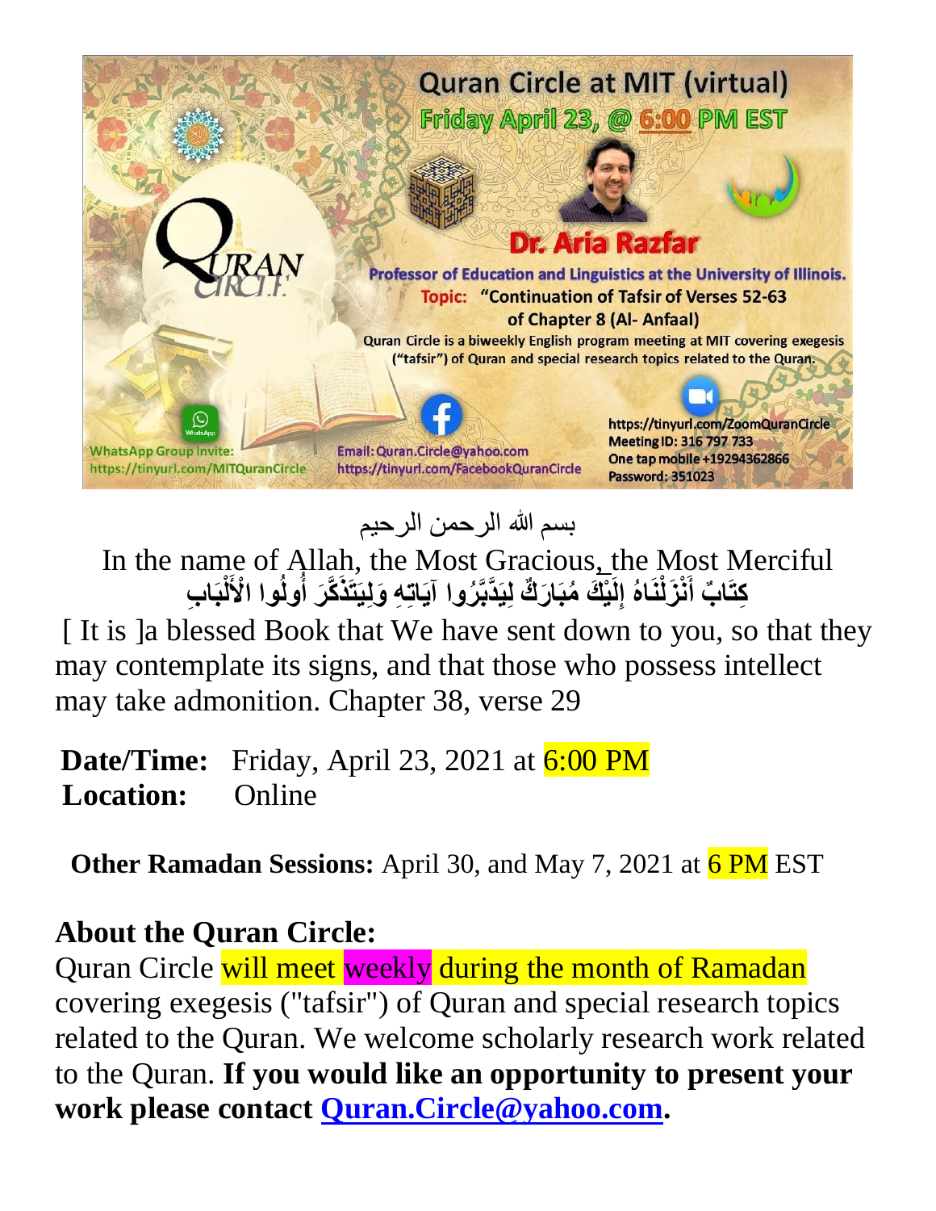# Quran Circle at MIT (virtual)

**Friday April 23, @ 6:00 PM EST**

**Dr. Aria Razfar**

**Professor of Education and Linguistics at the University of Illinois.**

**Topic: "Continuation of Tafsir of Verses 52-63 of Chapter 8 (Al- Anfaal)**

Quran Circle is a biweekly English program meeting at MIT covering exegesis ("tafsir") of Quran and special research topics related to the Quran.

WhatsApp Group Invite: https://tinyurl.com/MITQuranCircle

Email: Quran.Circle@yahoo.com
https://tinyurl.com/FacebookQuranCircle

https://tinyurl.com/ZoomQuranCircle
Meeting ID: 316 797 733
One tap mobile +19294362866
Password: 351023

بسم الله الرحمن الرحيم

In the name of Allah, the Most Gracious, the Most Merciful

**كِتَابٌ أَنْزَلْنَاهُ إِلَيْكَ مُبَارَكٌ لِيَدَّبَّرُوا آيَاتِهِ وَلِيَتَذَكَّرَ أُولُوا الْأَلْبَابِ**

[ It is ]a blessed Book that We have sent down to you, so that they may contemplate its signs, and that those who possess intellect may take admonition. Chapter 38, verse 29

**Date/Time:** Friday, April 23, 2021 at 6:00 PM
**Location:** Online

**Other Ramadan Sessions:** April 30, and May 7, 2021 at 6 PM EST

## About the Quran Circle:

Quran Circle will meet weekly during the month of Ramadan covering exegesis ("tafsir") of Quran and special research topics related to the Quran. We welcome scholarly research work related to the Quran. **If you would like an opportunity to present your work please contact Quran.Circle@yahoo.com.**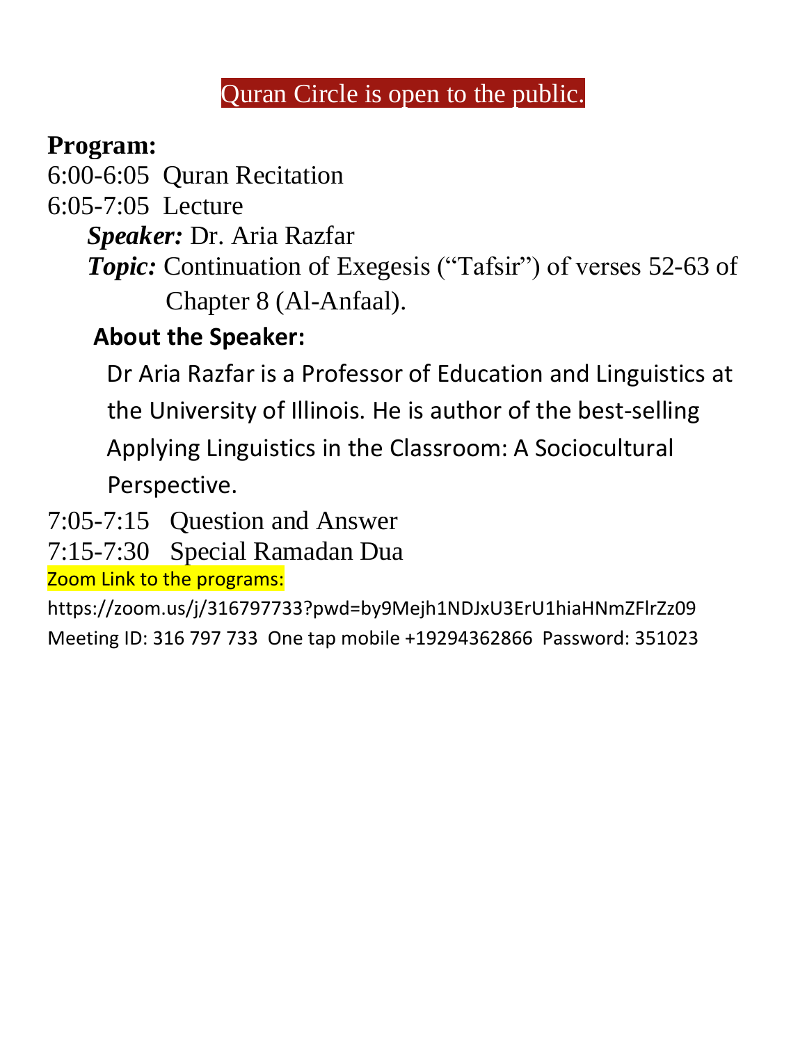Quran Circle is open to the public.

**Program:**

6:00-6:05 Quran Recitation

6:05-7:05 Lecture

***Speaker:*** Dr. Aria Razfar

***Topic:*** Continuation of Exegesis ("Tafsir") of verses 52-63 of Chapter 8 (Al-Anfaal).

**About the Speaker:**

Dr Aria Razfar is a Professor of Education and Linguistics at the University of Illinois. He is author of the best-selling Applying Linguistics in the Classroom: A Sociocultural Perspective.

7:05-7:15 Question and Answer

7:15-7:30 Special Ramadan Dua

Zoom Link to the programs:

https://zoom.us/j/316797733?pwd=by9Mejh1NDJxU3ErU1hiaHNmZFlrZz09

Meeting ID: 316 797 733 One tap mobile +19294362866 Password: 351023